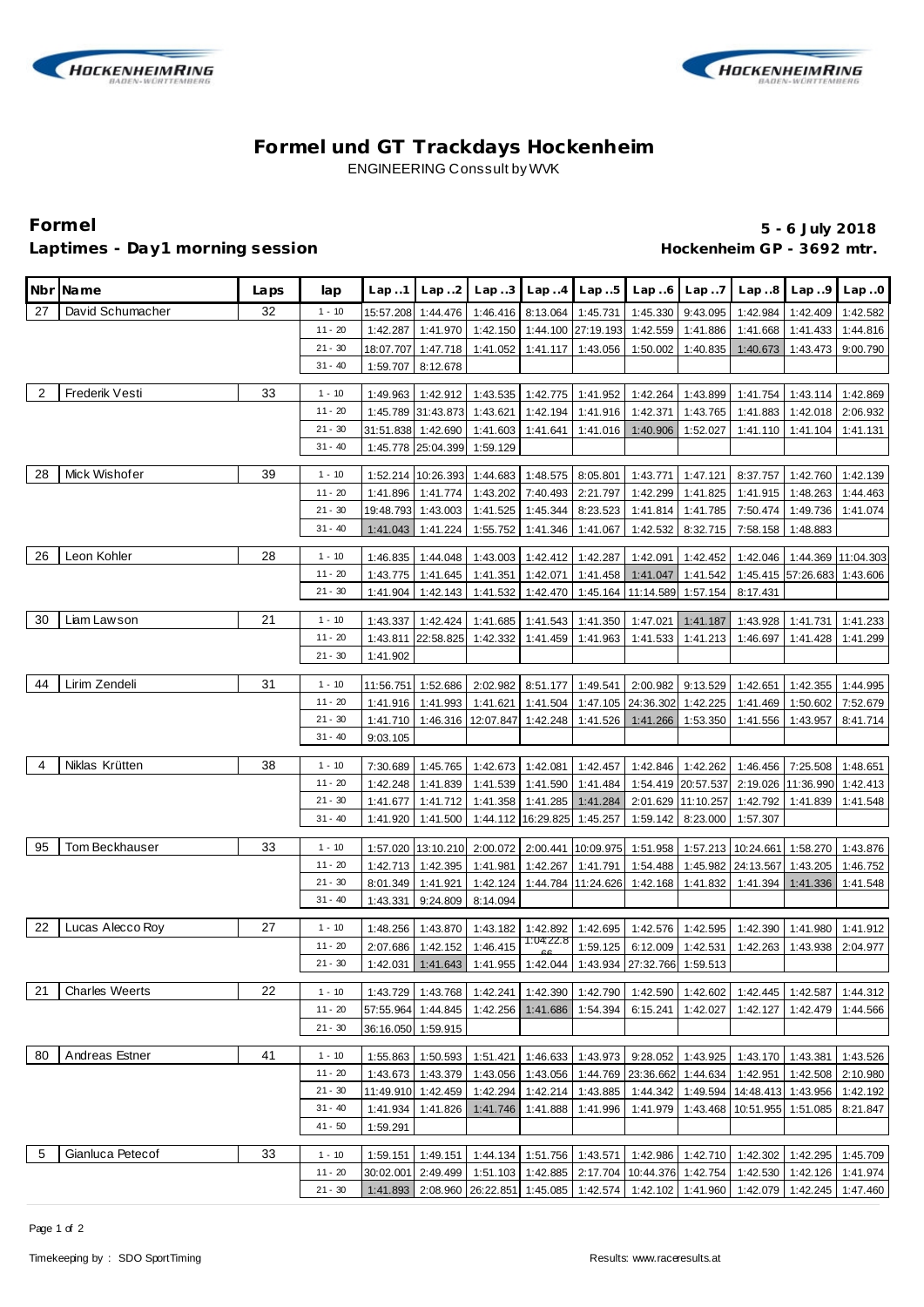# Formel und GT Trackdays Hockenheim

ENGINEERING Conssult by WVK

**Formel**

**Laptimes - Day1 morning session**

**5 - 6 July 2018**

**Hockenheim GP - 3692 mtr.**

| Nbr | Name | Laps | lap | Lap..1 | Lap..2 | Lap..3 | Lap..4 | Lap..5 | Lap..6 | Lap..7 | Lap..8 | Lap..9 | Lap..0 |
|---|---|---|---|---|---|---|---|---|---|---|---|---|---|
| 27 | David Schumacher | 32 | 1 - 10 | 15:57.208 | 1:44.476 | 1:46.416 | 8:13.064 | 1:45.731 | 1:45.330 | 9:43.095 | 1:42.984 | 1:42.409 | 1:42.582 |
| | | | 11 - 20 | 1:42.287 | 1:41.970 | 1:42.150 | 1:44.100 | 27:19.193 | 1:42.559 | 1:41.886 | 1:41.668 | 1:41.433 | 1:44.816 |
| | | | 21 - 30 | 18:07.707 | 1:47.718 | 1:41.052 | 1:41.117 | 1:43.056 | 1:50.002 | 1:40.835 | 1:40.673 | 1:43.473 | 9:00.790 |
| | | | 31 - 40 | 1:59.707 | 8:12.678 | | | | | | | | |
| 2 | Frederik Vesti | 33 | 1 - 10 | 1:49.963 | 1:42.912 | 1:43.535 | 1:42.775 | 1:41.952 | 1:42.264 | 1:43.899 | 1:41.754 | 1:43.114 | 1:42.869 |
| | | | 11 - 20 | 1:45.789 | 31:43.873 | 1:43.621 | 1:42.194 | 1:41.916 | 1:42.371 | 1:43.765 | 1:41.883 | 1:42.018 | 2:06.932 |
| | | | 21 - 30 | 31:51.838 | 1:42.690 | 1:41.603 | 1:41.641 | 1:41.016 | 1:40.906 | 1:52.027 | 1:41.110 | 1:41.104 | 1:41.131 |
| | | | 31 - 40 | 1:45.778 | 25:04.399 | 1:59.129 | | | | | | | |
| 28 | Mick Wishofer | 39 | 1 - 10 | 1:52.214 | 10:26.393 | 1:44.683 | 1:48.575 | 8:05.801 | 1:43.771 | 1:47.121 | 8:37.757 | 1:42.760 | 1:42.139 |
| | | | 11 - 20 | 1:41.896 | 1:41.774 | 1:43.202 | 7:40.493 | 2:21.797 | 1:42.299 | 1:41.825 | 1:41.915 | 1:48.263 | 1:44.463 |
| | | | 21 - 30 | 19:48.793 | 1:43.003 | 1:41.525 | 1:45.344 | 8:23.523 | 1:41.814 | 1:41.785 | 7:50.474 | 1:49.736 | 1:41.074 |
| | | | 31 - 40 | 1:41.043 | 1:41.224 | 1:55.752 | 1:41.346 | 1:41.067 | 1:42.532 | 8:32.715 | 7:58.158 | 1:48.883 | |
| 26 | Leon Kohler | 28 | 1 - 10 | 1:46.835 | 1:44.048 | 1:43.003 | 1:42.412 | 1:42.287 | 1:42.091 | 1:42.452 | 1:42.046 | 1:44.369 | 11:04.303 |
| | | | 11 - 20 | 1:43.775 | 1:41.645 | 1:41.351 | 1:42.071 | 1:41.458 | 1:41.047 | 1:41.542 | 1:45.415 | 57:26.683 | 1:43.606 |
| | | | 21 - 30 | 1:41.904 | 1:42.143 | 1:41.532 | 1:42.470 | 1:45.164 | 11:14.589 | 1:57.154 | 8:17.431 | | |
| 30 | Liam Lawson | 21 | 1 - 10 | 1:43.337 | 1:42.424 | 1:41.685 | 1:41.543 | 1:41.350 | 1:47.021 | 1:41.187 | 1:43.928 | 1:41.731 | 1:41.233 |
| | | | 11 - 20 | 1:43.811 | 22:58.825 | 1:42.332 | 1:41.459 | 1:41.963 | 1:41.533 | 1:41.213 | 1:46.697 | 1:41.428 | 1:41.299 |
| | | | 21 - 30 | 1:41.902 | | | | | | | | | |
| 44 | Lirim Zendeli | 31 | 1 - 10 | 11:56.751 | 1:52.686 | 2:02.982 | 8:51.177 | 1:49.541 | 2:00.982 | 9:13.529 | 1:42.651 | 1:42.355 | 1:44.995 |
| | | | 11 - 20 | 1:41.916 | 1:41.993 | 1:41.621 | 1:41.504 | 1:47.105 | 24:36.302 | 1:42.225 | 1:41.469 | 1:50.602 | 7:52.679 |
| | | | 21 - 30 | 1:41.710 | 1:46.316 | 12:07.847 | 1:42.248 | 1:41.526 | 1:41.266 | 1:53.350 | 1:41.556 | 1:43.957 | 8:41.714 |
| | | | 31 - 40 | 9:03.105 | | | | | | | | | |
| 4 | Niklas Krütten | 38 | 1 - 10 | 7:30.689 | 1:45.765 | 1:42.673 | 1:42.081 | 1:42.457 | 1:42.846 | 1:42.262 | 1:46.456 | 7:25.508 | 1:48.651 |
| | | | 11 - 20 | 1:42.248 | 1:41.839 | 1:41.539 | 1:41.590 | 1:41.484 | 1:54.419 | 20:57.537 | 2:19.026 | 11:36.990 | 1:42.413 |
| | | | 21 - 30 | 1:41.677 | 1:41.712 | 1:41.358 | 1:41.285 | 1:41.284 | 2:01.629 | 11:10.257 | 1:42.792 | 1:41.839 | 1:41.548 |
| | | | 31 - 40 | 1:41.920 | 1:41.500 | 1:44.112 | 16:29.825 | 1:45.257 | 1:59.142 | 8:23.000 | 1:57.307 | | |
| 95 | Tom Beckhauser | 33 | 1 - 10 | 1:57.020 | 13:10.210 | 2:00.072 | 2:00.441 | 10:09.975 | 1:51.958 | 1:57.213 | 10:24.661 | 1:58.270 | 1:43.876 |
| | | | 11 - 20 | 1:42.713 | 1:42.395 | 1:41.981 | 1:42.267 | 1:41.791 | 1:54.488 | 1:45.982 | 24:13.567 | 1:43.205 | 1:46.752 |
| | | | 21 - 30 | 8:01.349 | 1:41.921 | 1:42.124 | 1:44.784 | 11:24.626 | 1:42.168 | 1:41.832 | 1:41.394 | 1:41.336 | 1:41.548 |
| | | | 31 - 40 | 1:43.331 | 9:24.809 | 8:14.094 | | | | | | | |
| 22 | Lucas Alecco Roy | 27 | 1 - 10 | 1:48.256 | 1:43.870 | 1:43.182 | 1:42.892 | 1:42.695 | 1:42.576 | 1:42.595 | 1:42.390 | 1:41.980 | 1:41.912 |
| | | | 11 - 20 | 2:07.686 | 1:42.152 | 1:46.415 | 1:04:22.866 | 1:59.125 | 6:12.009 | 1:42.531 | 1:42.263 | 1:43.938 | 2:04.977 |
| | | | 21 - 30 | 1:42.031 | 1:41.643 | 1:41.955 | 1:42.044 | 1:43.934 | 27:32.766 | 1:59.513 | | | |
| 21 | Charles Weerts | 22 | 1 - 10 | 1:43.729 | 1:43.768 | 1:42.241 | 1:42.390 | 1:42.790 | 1:42.590 | 1:42.602 | 1:42.445 | 1:42.587 | 1:44.312 |
| | | | 11 - 20 | 57:55.964 | 1:44.845 | 1:42.256 | 1:41.686 | 1:54.394 | 6:15.241 | 1:42.027 | 1:42.127 | 1:42.479 | 1:44.566 |
| | | | 21 - 30 | 36:16.050 | 1:59.915 | | | | | | | | |
| 80 | Andreas Estner | 41 | 1 - 10 | 1:55.863 | 1:50.593 | 1:51.421 | 1:46.633 | 1:43.973 | 9:28.052 | 1:43.925 | 1:43.170 | 1:43.381 | 1:43.526 |
| | | | 11 - 20 | 1:43.673 | 1:43.379 | 1:43.056 | 1:43.056 | 1:44.769 | 23:36.662 | 1:44.634 | 1:42.951 | 1:42.508 | 2:10.980 |
| | | | 21 - 30 | 11:49.910 | 1:42.459 | 1:42.294 | 1:42.214 | 1:43.885 | 1:44.342 | 1:49.594 | 14:48.413 | 1:43.956 | 1:42.192 |
| | | | 31 - 40 | 1:41.934 | 1:41.826 | 1:41.746 | 1:41.888 | 1:41.996 | 1:41.979 | 1:43.468 | 10:51.955 | 1:51.085 | 8:21.847 |
| | | | 41 - 50 | 1:59.291 | | | | | | | | | |
| 5 | Gianluca Petecof | 33 | 1 - 10 | 1:59.151 | 1:49.151 | 1:44.134 | 1:51.756 | 1:43.571 | 1:42.986 | 1:42.710 | 1:42.302 | 1:42.295 | 1:45.709 |
| | | | 11 - 20 | 30:02.001 | 2:49.499 | 1:51.103 | 1:42.885 | 2:17.704 | 10:44.376 | 1:42.754 | 1:42.530 | 1:42.126 | 1:41.974 |
| | | | 21 - 30 | 1:41.893 | 2:08.960 | 26:22.851 | 1:45.085 | 1:42.574 | 1:42.102 | 1:41.960 | 1:42.079 | 1:42.245 | 1:47.460 |

Timekeeping by : SDO SportTiming

Results: www.raceresults.at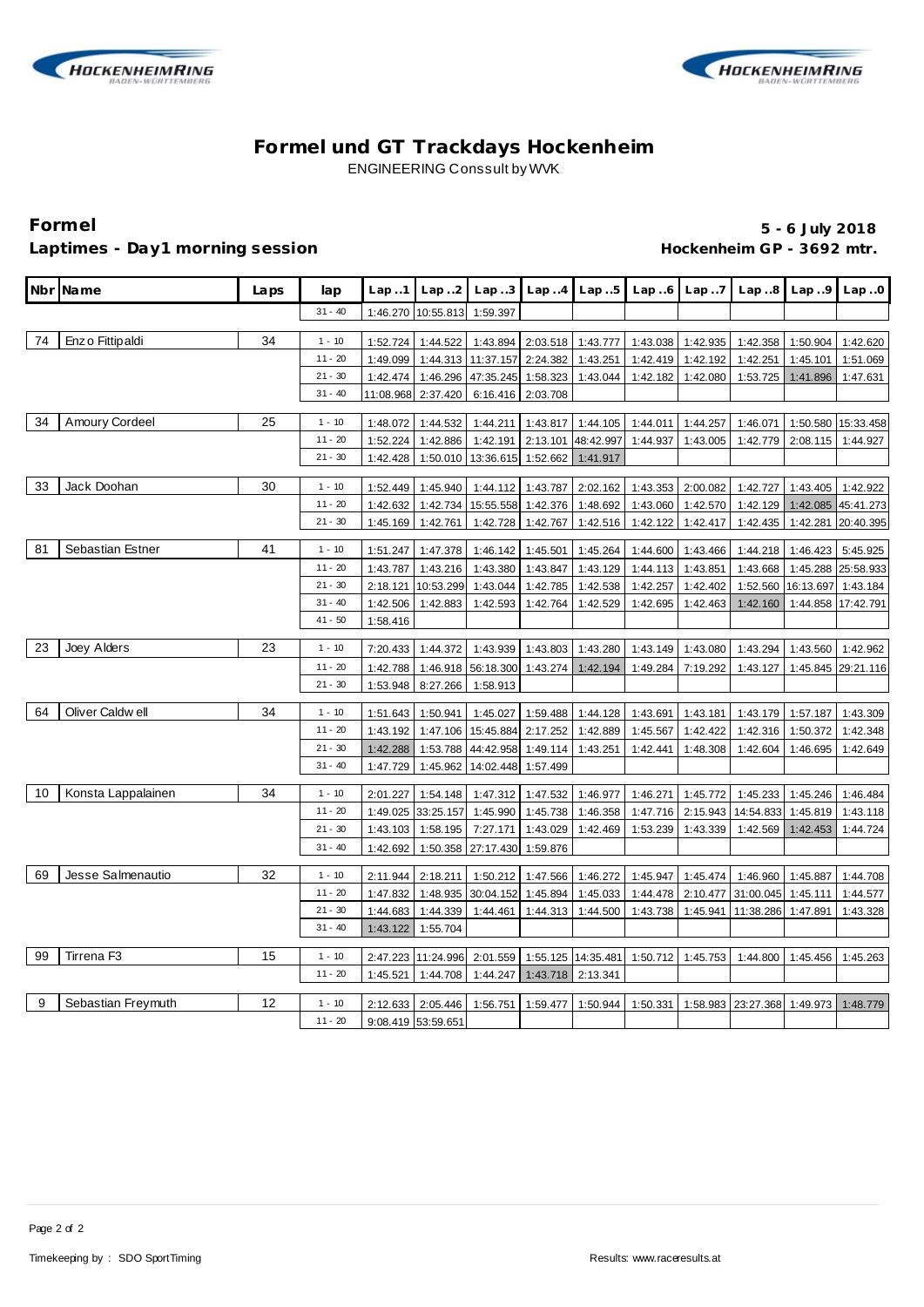# Formel und GT Trackdays Hockenheim

ENGINEERING Conssult by WVK

**Formel**

**Laptimes - Day1 morning session**

**5 - 6 July 2018**

**Hockenheim GP - 3692 mtr.**

| Nbr | Name | Laps | lap | Lap..1 | Lap..2 | Lap..3 | Lap..4 | Lap..5 | Lap..6 | Lap..7 | Lap..8 | Lap..9 | Lap..0 |
|---|---|---|---|---|---|---|---|---|---|---|---|---|---|
| | | | 31 - 40 | 1:46.270 | 10:55.813 | 1:59.397 | | | | | | | |
| 74 | Enzo Fittipaldi | 34 | 1 - 10 | 1:52.724 | 1:44.522 | 1:43.894 | 2:03.518 | 1:43.777 | 1:43.038 | 1:42.935 | 1:42.358 | 1:50.904 | 1:42.620 |
| | | | 11 - 20 | 1:49.099 | 1:44.313 | 11:37.157 | 2:24.382 | 1:43.251 | 1:42.419 | 1:42.192 | 1:42.251 | 1:45.101 | 1:51.069 |
| | | | 21 - 30 | 1:42.474 | 1:46.296 | 47:35.245 | 1:58.323 | 1:43.044 | 1:42.182 | 1:42.080 | 1:53.725 | 1:41.896 | 1:47.631 |
| | | | 31 - 40 | 11:08.968 | 2:37.420 | 6:16.416 | 2:03.708 | | | | | | |
| 34 | Amoury Cordeel | 25 | 1 - 10 | 1:48.072 | 1:44.532 | 1:44.211 | 1:43.817 | 1:44.105 | 1:44.011 | 1:44.257 | 1:46.071 | 1:50.580 | 15:33.458 |
| | | | 11 - 20 | 1:52.224 | 1:42.886 | 1:42.191 | 2:13.101 | 48:42.997 | 1:44.937 | 1:43.005 | 1:42.779 | 2:08.115 | 1:44.927 |
| | | | 21 - 30 | 1:42.428 | 1:50.010 | 13:36.615 | 1:52.662 | 1:41.917 | | | | | |
| 33 | Jack Doohan | 30 | 1 - 10 | 1:52.449 | 1:45.940 | 1:44.112 | 1:43.787 | 2:02.162 | 1:43.353 | 2:00.082 | 1:42.727 | 1:43.405 | 1:42.922 |
| | | | 11 - 20 | 1:42.632 | 1:42.734 | 15:55.558 | 1:42.376 | 1:48.692 | 1:43.060 | 1:42.570 | 1:42.129 | 1:42.085 | 45:41.273 |
| | | | 21 - 30 | 1:45.169 | 1:42.761 | 1:42.728 | 1:42.767 | 1:42.516 | 1:42.122 | 1:42.417 | 1:42.435 | 1:42.281 | 20:40.395 |
| 81 | Sebastian Estner | 41 | 1 - 10 | 1:51.247 | 1:47.378 | 1:46.142 | 1:45.501 | 1:45.264 | 1:44.600 | 1:43.466 | 1:44.218 | 1:46.423 | 5:45.925 |
| | | | 11 - 20 | 1:43.787 | 1:43.216 | 1:43.380 | 1:43.847 | 1:43.129 | 1:44.113 | 1:43.851 | 1:43.668 | 1:45.288 | 25:58.933 |
| | | | 21 - 30 | 2:18.121 | 10:53.299 | 1:43.044 | 1:42.785 | 1:42.538 | 1:42.257 | 1:42.402 | 1:52.560 | 16:13.697 | 1:43.184 |
| | | | 31 - 40 | 1:42.506 | 1:42.883 | 1:42.593 | 1:42.764 | 1:42.529 | 1:42.695 | 1:42.463 | 1:42.160 | 1:44.858 | 17:42.791 |
| | | | 41 - 50 | 1:58.416 | | | | | | | | | |
| 23 | Joey Alders | 23 | 1 - 10 | 7:20.433 | 1:44.372 | 1:43.939 | 1:43.803 | 1:43.280 | 1:43.149 | 1:43.080 | 1:43.294 | 1:43.560 | 1:42.962 |
| | | | 11 - 20 | 1:42.788 | 1:46.918 | 56:18.300 | 1:43.274 | 1:42.194 | 1:49.284 | 7:19.292 | 1:43.127 | 1:45.845 | 29:21.116 |
| | | | 21 - 30 | 1:53.948 | 8:27.266 | 1:58.913 | | | | | | | |
| 64 | Oliver Caldwell | 34 | 1 - 10 | 1:51.643 | 1:50.941 | 1:45.027 | 1:59.488 | 1:44.128 | 1:43.691 | 1:43.181 | 1:43.179 | 1:57.187 | 1:43.309 |
| | | | 11 - 20 | 1:43.192 | 1:47.106 | 15:45.884 | 2:17.252 | 1:42.889 | 1:45.567 | 1:42.422 | 1:42.316 | 1:50.372 | 1:42.348 |
| | | | 21 - 30 | 1:42.288 | 1:53.788 | 44:42.958 | 1:49.114 | 1:43.251 | 1:42.441 | 1:48.308 | 1:42.604 | 1:46.695 | 1:42.649 |
| | | | 31 - 40 | 1:47.729 | 1:45.962 | 14:02.448 | 1:57.499 | | | | | | |
| 10 | Konsta Lappalainen | 34 | 1 - 10 | 2:01.227 | 1:54.148 | 1:47.312 | 1:47.532 | 1:46.977 | 1:46.271 | 1:45.772 | 1:45.233 | 1:45.246 | 1:46.484 |
| | | | 11 - 20 | 1:49.025 | 33:25.157 | 1:45.990 | 1:45.738 | 1:46.358 | 1:47.716 | 2:15.943 | 14:54.833 | 1:45.819 | 1:43.118 |
| | | | 21 - 30 | 1:43.103 | 1:58.195 | 7:27.171 | 1:43.029 | 1:42.469 | 1:53.239 | 1:43.339 | 1:42.569 | 1:42.453 | 1:44.724 |
| | | | 31 - 40 | 1:42.692 | 1:50.358 | 27:17.430 | 1:59.876 | | | | | | |
| 69 | Jesse Salmenautio | 32 | 1 - 10 | 2:11.944 | 2:18.211 | 1:50.212 | 1:47.566 | 1:46.272 | 1:45.947 | 1:45.474 | 1:46.960 | 1:45.887 | 1:44.708 |
| | | | 11 - 20 | 1:47.832 | 1:48.935 | 30:04.152 | 1:45.894 | 1:45.033 | 1:44.478 | 2:10.477 | 31:00.045 | 1:45.111 | 1:44.577 |
| | | | 21 - 30 | 1:44.683 | 1:44.339 | 1:44.461 | 1:44.313 | 1:44.500 | 1:43.738 | 1:45.941 | 11:38.286 | 1:47.891 | 1:43.328 |
| | | | 31 - 40 | 1:43.122 | 1:55.704 | | | | | | | | |
| 99 | Tirrena F3 | 15 | 1 - 10 | 2:47.223 | 11:24.996 | 2:01.559 | 1:55.125 | 14:35.481 | 1:50.712 | 1:45.753 | 1:44.800 | 1:45.456 | 1:45.263 |
| | | | 11 - 20 | 1:45.521 | 1:44.708 | 1:44.247 | 1:43.718 | 2:13.341 | | | | | |
| 9 | Sebastian Freymuth | 12 | 1 - 10 | 2:12.633 | 2:05.446 | 1:56.751 | 1:59.477 | 1:50.944 | 1:50.331 | 1:58.983 | 23:27.368 | 1:49.973 | 1:48.779 |
| | | | 11 - 20 | 9:08.419 | 53:59.651 | | | | | | | | |

Timekeeping by : SDO SportTiming

Results: www.raceresults.at